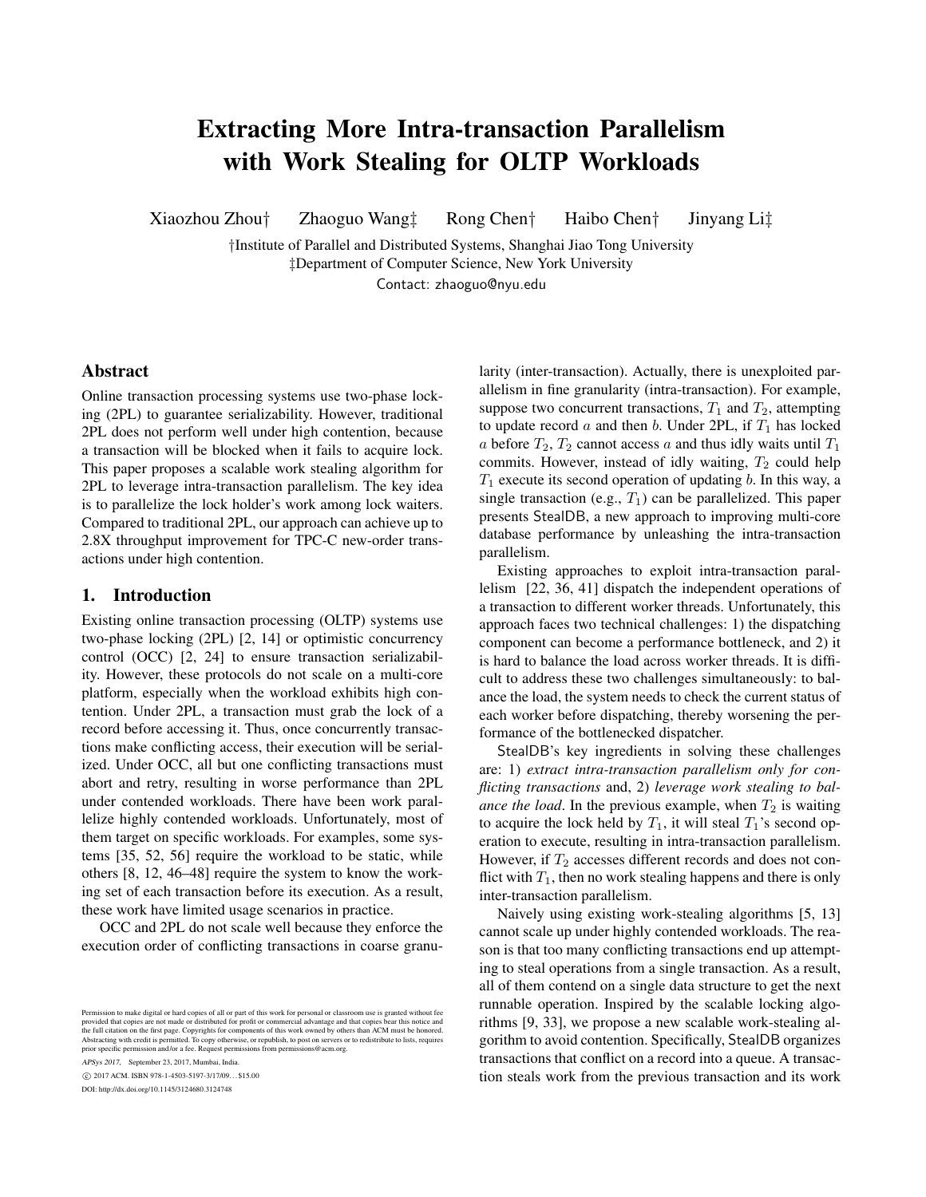# Extracting More Intra-transaction Parallelism with Work Stealing for OLTP Workloads

Xiaozhou Zhou† Zhaoguo Wang‡ Rong Chen† Haibo Chen† Jinyang Li‡

†Institute of Parallel and Distributed Systems, Shanghai Jiao Tong University
‡Department of Computer Science, New York University
Contact: zhaoguo@nyu.edu

## Abstract

Online transaction processing systems use two-phase locking (2PL) to guarantee serializability. However, traditional 2PL does not perform well under high contention, because a transaction will be blocked when it fails to acquire lock. This paper proposes a scalable work stealing algorithm for 2PL to leverage intra-transaction parallelism. The key idea is to parallelize the lock holder's work among lock waiters. Compared to traditional 2PL, our approach can achieve up to 2.8X throughput improvement for TPC-C new-order transactions under high contention.

## 1. Introduction

Existing online transaction processing (OLTP) systems use two-phase locking (2PL) [2, 14] or optimistic concurrency control (OCC) [2, 24] to ensure transaction serializability. However, these protocols do not scale on a multi-core platform, especially when the workload exhibits high contention. Under 2PL, a transaction must grab the lock of a record before accessing it. Thus, once concurrently transactions make conflicting access, their execution will be serialized. Under OCC, all but one conflicting transactions must abort and retry, resulting in worse performance than 2PL under contended workloads. There have been work parallelize highly contended workloads. Unfortunately, most of them target on specific workloads. For examples, some systems [35, 52, 56] require the workload to be static, while others [8, 12, 46–48] require the system to know the working set of each transaction before its execution. As a result, these work have limited usage scenarios in practice.

OCC and 2PL do not scale well because they enforce the execution order of conflicting transactions in coarse granularity (inter-transaction). Actually, there is unexploited parallelism in fine granularity (intra-transaction). For example, suppose two concurrent transactions, $T_1$ and $T_2$, attempting to update record $a$ and then $b$. Under 2PL, if $T_1$ has locked $a$ before $T_2$, $T_2$ cannot access $a$ and thus idly waits until $T_1$ commits. However, instead of idly waiting, $T_2$ could help $T_1$ execute its second operation of updating $b$. In this way, a single transaction (e.g., $T_1$) can be parallelized. This paper presents StealDB, a new approach to improving multi-core database performance by unleashing the intra-transaction parallelism.

Existing approaches to exploit intra-transaction parallelism [22, 36, 41] dispatch the independent operations of a transaction to different worker threads. Unfortunately, this approach faces two technical challenges: 1) the dispatching component can become a performance bottleneck, and 2) it is hard to balance the load across worker threads. It is difficult to address these two challenges simultaneously: to balance the load, the system needs to check the current status of each worker before dispatching, thereby worsening the performance of the bottlenecked dispatcher.

StealDB's key ingredients in solving these challenges are: 1) *extract intra-transaction parallelism only for conflicting transactions* and, 2) *leverage work stealing to balance the load*. In the previous example, when $T_2$ is waiting to acquire the lock held by $T_1$, it will steal $T_1$'s second operation to execute, resulting in intra-transaction parallelism. However, if $T_2$ accesses different records and does not conflict with $T_1$, then no work stealing happens and there is only inter-transaction parallelism.

Naively using existing work-stealing algorithms [5, 13] cannot scale up under highly contended workloads. The reason is that too many conflicting transactions end up attempting to steal operations from a single transaction. As a result, all of them contend on a single data structure to get the next runnable operation. Inspired by the scalable locking algorithms [9, 33], we propose a new scalable work-stealing algorithm to avoid contention. Specifically, StealDB organizes transactions that conflict on a record into a queue. A transaction steals work from the previous transaction and its work

Permission to make digital or hard copies of all or part of this work for personal or classroom use is granted without fee provided that copies are not made or distributed for profit or commercial advantage and that copies bear this notice and the full citation on the first page. Copyrights for components of this work owned by others than ACM must be honored. Abstracting with credit is permitted. To copy otherwise, or republish, to post on servers or to redistribute to lists, requires prior specific permission and/or a fee. Request permissions from permissions@acm.org.

*APSys 2017*, September 23, 2017, Mumbai, India.
© 2017 ACM. ISBN 978-1-4503-5197-3/17/09…$15.00
DOI: http://dx.doi.org/10.1145/3124680.3124748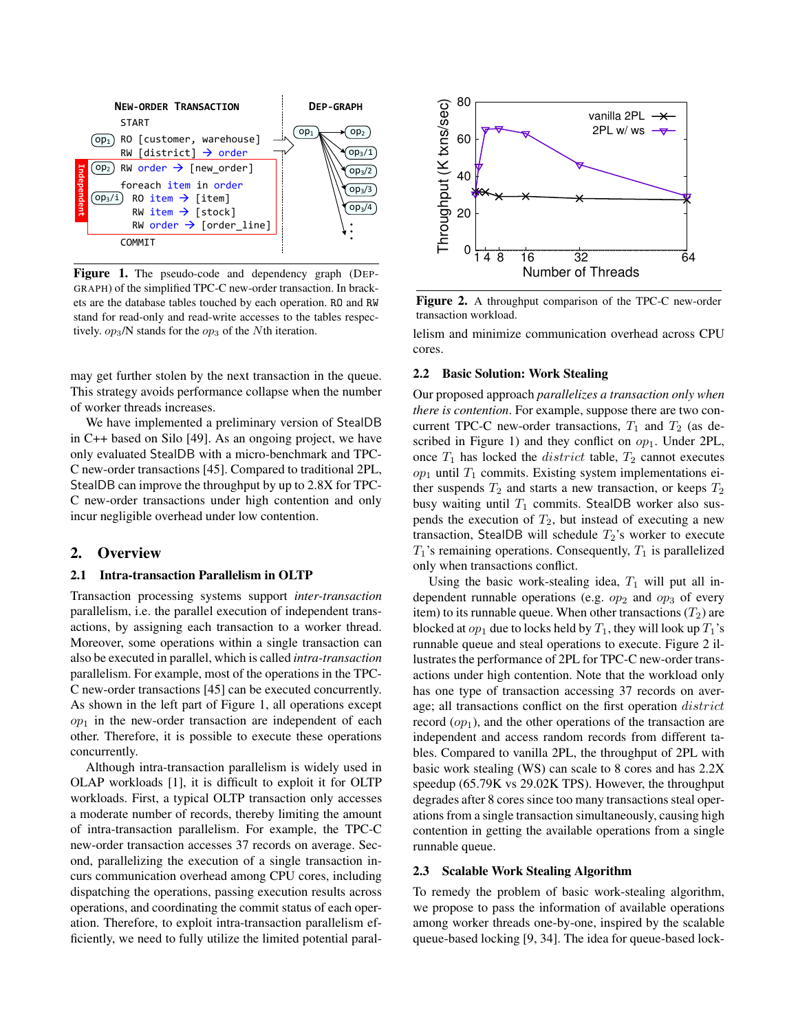**Figure 1.** The pseudo-code and dependency graph (DEP-GRAPH) of the simplified TPC-C new-order transaction. In brackets are the database tables touched by each operation. RO and RW stand for read-only and read-write accesses to the tables respectively. $op_3$/N stands for the $op_3$ of the $N$th iteration.

**Figure 2.** A throughput comparison of the TPC-C new-order transaction workload.

may get further stolen by the next transaction in the queue. This strategy avoids performance collapse when the number of worker threads increases.

We have implemented a preliminary version of StealDB in C++ based on Silo [49]. As an ongoing project, we have only evaluated StealDB with a micro-benchmark and TPC-C new-order transactions [45]. Compared to traditional 2PL, StealDB can improve the throughput by up to 2.8X for TPC-C new-order transactions under high contention and only incur negligible overhead under low contention.

## 2. Overview

### 2.1 Intra-transaction Parallelism in OLTP

Transaction processing systems support *inter-transaction* parallelism, i.e. the parallel execution of independent transactions, by assigning each transaction to a worker thread. Moreover, some operations within a single transaction can also be executed in parallel, which is called *intra-transaction* parallelism. For example, most of the operations in the TPC-C new-order transactions [45] can be executed concurrently. As shown in the left part of Figure 1, all operations except $op_1$ in the new-order transaction are independent of each other. Therefore, it is possible to execute these operations concurrently.

Although intra-transaction parallelism is widely used in OLAP workloads [1], it is difficult to exploit it for OLTP workloads. First, a typical OLTP transaction only accesses a moderate number of records, thereby limiting the amount of intra-transaction parallelism. For example, the TPC-C new-order transaction accesses 37 records on average. Second, parallelizing the execution of a single transaction incurs communication overhead among CPU cores, including dispatching the operations, passing execution results across operations, and coordinating the commit status of each operation. Therefore, to exploit intra-transaction parallelism efficiently, we need to fully utilize the limited potential parallelism and minimize communication overhead across CPU cores.

### 2.2 Basic Solution: Work Stealing

Our proposed approach *parallelizes a transaction only when there is contention*. For example, suppose there are two concurrent TPC-C new-order transactions, $T_1$ and $T_2$ (as described in Figure 1) and they conflict on $op_1$. Under 2PL, once $T_1$ has locked the $district$ table, $T_2$ cannot executes $op_1$ until $T_1$ commits. Existing system implementations either suspends $T_2$ and starts a new transaction, or keeps $T_2$ busy waiting until $T_1$ commits. StealDB worker also suspends the execution of $T_2$, but instead of executing a new transaction, StealDB will schedule $T_2$'s worker to execute $T_1$'s remaining operations. Consequently, $T_1$ is parallelized only when transactions conflict.

Using the basic work-stealing idea, $T_1$ will put all independent runnable operations (e.g. $op_2$ and $op_3$ of every item) to its runnable queue. When other transactions ($T_2$) are blocked at $op_1$ due to locks held by $T_1$, they will look up $T_1$'s runnable queue and steal operations to execute. Figure 2 illustrates the performance of 2PL for TPC-C new-order transactions under high contention. Note that the workload only has one type of transaction accessing 37 records on average; all transactions conflict on the first operation $district$ record ($op_1$), and the other operations of the transaction are independent and access random records from different tables. Compared to vanilla 2PL, the throughput of 2PL with basic work stealing (WS) can scale to 8 cores and has 2.2X speedup (65.79K vs 29.02K TPS). However, the throughput degrades after 8 cores since too many transactions steal operations from a single transaction simultaneously, causing high contention in getting the available operations from a single runnable queue.

### 2.3 Scalable Work Stealing Algorithm

To remedy the problem of basic work-stealing algorithm, we propose to pass the information of available operations among worker threads one-by-one, inspired by the scalable queue-based locking [9, 34]. The idea for queue-based lock-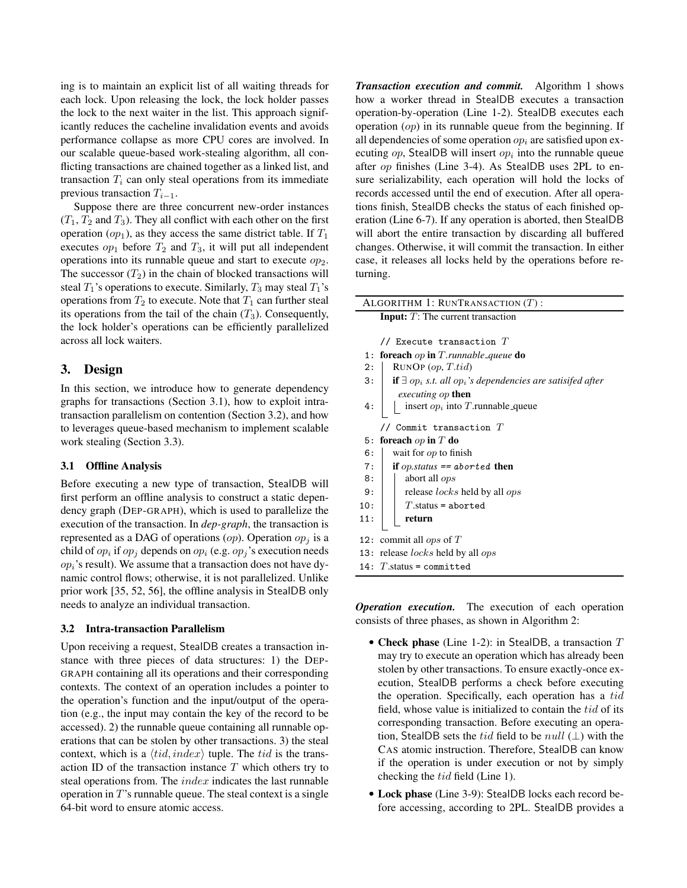ing is to maintain an explicit list of all waiting threads for each lock. Upon releasing the lock, the lock holder passes the lock to the next waiter in the list. This approach significantly reduces the cacheline invalidation events and avoids performance collapse as more CPU cores are involved. In our scalable queue-based work-stealing algorithm, all conflicting transactions are chained together as a linked list, and transaction $T_i$ can only steal operations from its immediate previous transaction $T_{i-1}$.

Suppose there are three concurrent new-order instances ($T_1$, $T_2$ and $T_3$). They all conflict with each other on the first operation ($op_1$), as they access the same district table. If $T_1$ executes $op_1$ before $T_2$ and $T_3$, it will put all independent operations into its runnable queue and start to execute $op_2$. The successor ($T_2$) in the chain of blocked transactions will steal $T_1$'s operations to execute. Similarly, $T_3$ may steal $T_1$'s operations from $T_2$ to execute. Note that $T_1$ can further steal its operations from the tail of the chain ($T_3$). Consequently, the lock holder's operations can be efficiently parallelized across all lock waiters.

## 3. Design

In this section, we introduce how to generate dependency graphs for transactions (Section 3.1), how to exploit intra-transaction parallelism on contention (Section 3.2), and how to leverages queue-based mechanism to implement scalable work stealing (Section 3.3).

### 3.1 Offline Analysis

Before executing a new type of transaction, StealDB will first perform an offline analysis to construct a static dependency graph (DEP-GRAPH), which is used to parallelize the execution of the transaction. In *dep-graph*, the transaction is represented as a DAG of operations ($op$). Operation $op_j$ is a child of $op_i$ if $op_j$ depends on $op_i$ (e.g. $op_j$'s execution needs $op_i$'s result). We assume that a transaction does not have dynamic control flows; otherwise, it is not parallelized. Unlike prior work [35, 52, 56], the offline analysis in StealDB only needs to analyze an individual transaction.

### 3.2 Intra-transaction Parallelism

Upon receiving a request, StealDB creates a transaction instance with three pieces of data structures: 1) the DEP-GRAPH containing all its operations and their corresponding contexts. The context of an operation includes a pointer to the operation's function and the input/output of the operation (e.g., the input may contain the key of the record to be accessed). 2) the runnable queue containing all runnable operations that can be stolen by other transactions. 3) the steal context, which is a $\langle tid, index \rangle$ tuple. The $tid$ is the transaction ID of the transaction instance $T$ which others try to steal operations from. The $index$ indicates the last runnable operation in $T$'s runnable queue. The steal context is a single 64-bit word to ensure atomic access.

***Transaction execution and commit.*** Algorithm 1 shows how a worker thread in StealDB executes a transaction operation-by-operation (Line 1-2). StealDB executes each operation ($op$) in its runnable queue from the beginning. If all dependencies of some operation $op_i$ are satisfied upon executing $op$, StealDB will insert $op_i$ into the runnable queue after $op$ finishes (Line 3-4). As StealDB uses 2PL to ensure serializability, each operation will hold the locks of records accessed until the end of execution. After all operations finish, StealDB checks the status of each finished operation (Line 6-7). If any operation is aborted, then StealDB will abort the entire transaction by discarding all buffered changes. Otherwise, it will commit the transaction. In either case, it releases all locks held by the operations before returning.

ALGORITHM 1: RUNTRANSACTION ($T$) :

```
Input: T: The current transaction

    // Execute transaction T
 1: foreach op in T.runnable_queue do
 2:     RUNOP (op, T.tid)
 3:     if ∃ op_i s.t. all op_i's dependencies are satisifed after
        executing op then
 4:         insert op_i into T.runnable_queue

    // Commit transaction T
 5: foreach op in T do
 6:     wait for op to finish
 7:     if op.status == aborted then
 8:         abort all ops
 9:         release locks held by all ops
10:         T.status = aborted
11:         return

12: commit all ops of T
13: release locks held by all ops
14: T.status = committed
```

***Operation execution.*** The execution of each operation consists of three phases, as shown in Algorithm 2:

- **Check phase** (Line 1-2): in StealDB, a transaction $T$ may try to execute an operation which has already been stolen by other transactions. To ensure exactly-once execution, StealDB performs a check before executing the operation. Specifically, each operation has a $tid$ field, whose value is initialized to contain the $tid$ of its corresponding transaction. Before executing an operation, StealDB sets the $tid$ field to be $null$ ($\perp$) with the CAS atomic instruction. Therefore, StealDB can know if the operation is under execution or not by simply checking the $tid$ field (Line 1).
- **Lock phase** (Line 3-9): StealDB locks each record before accessing, according to 2PL. StealDB provides a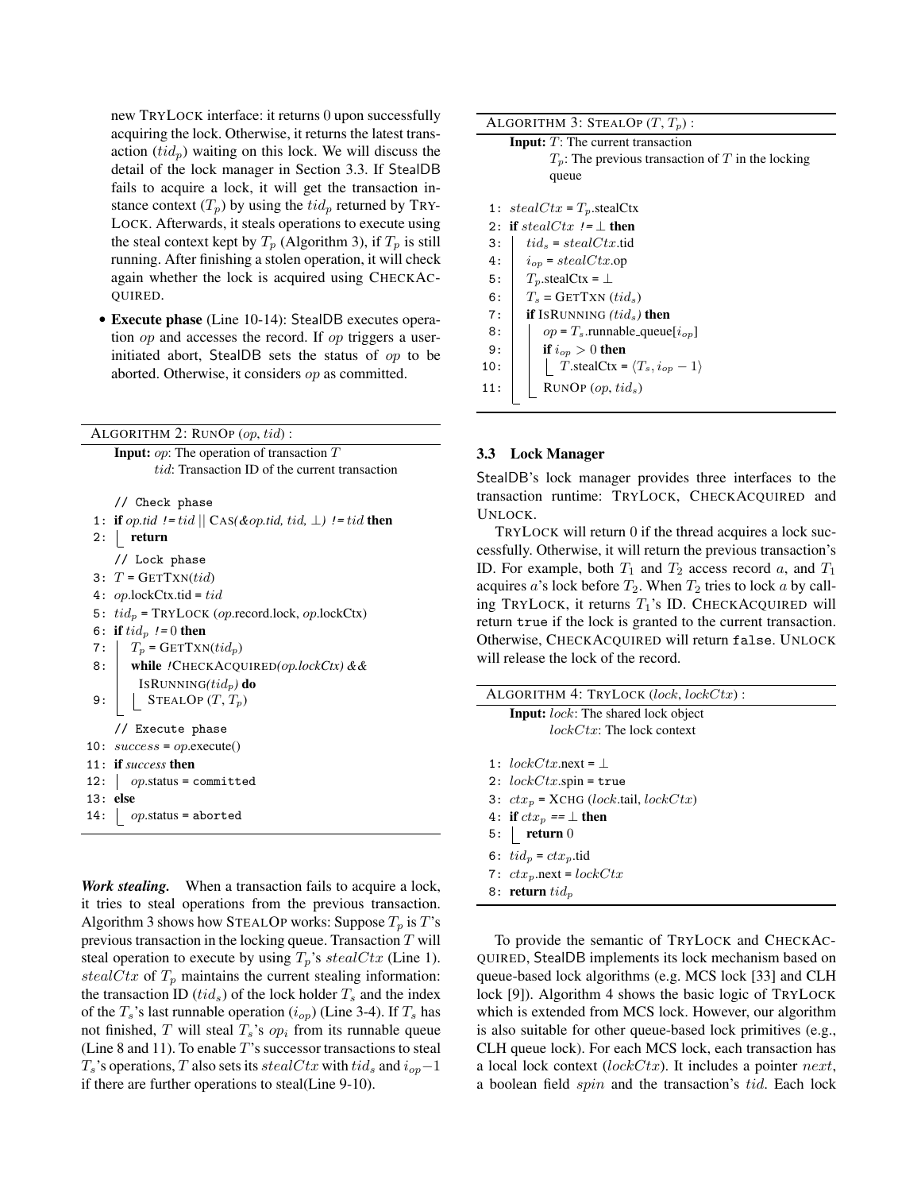new TRYLOCK interface: it returns 0 upon successfully acquiring the lock. Otherwise, it returns the latest transaction ($tid_p$) waiting on this lock. We will discuss the detail of the lock manager in Section 3.3. If StealDB fails to acquire a lock, it will get the transaction instance context ($T_p$) by using the $tid_p$ returned by TRYLOCK. Afterwards, it steals operations to execute using the steal context kept by $T_p$ (Algorithm 3), if $T_p$ is still running. After finishing a stolen operation, it will check again whether the lock is acquired using CHECKACQUIRED.

- **Execute phase** (Line 10-14): StealDB executes operation $op$ and accesses the record. If $op$ triggers a user-initiated abort, StealDB sets the status of $op$ to be aborted. Otherwise, it considers $op$ as committed.

**ALGORITHM 2: RUNOP ($op$, $tid$):**

**Input:** $op$: The operation of transaction $T$
$tid$: Transaction ID of the current transaction

```
    // Check phase
 1: if op.tid != tid || CAS(&op.tid, tid, ⊥) != tid then
 2:     return
    // Lock phase
 3: T = GETTXN(tid)
 4: op.lockCtx.tid = tid
 5: tid_p = TRYLOCK (op.record.lock, op.lockCtx)
 6: if tid_p != 0 then
 7:     T_p = GETTXN(tid_p)
 8:     while !CHECKACQUIRED(op.lockCtx) &&
        ISRUNNING(tid_p) do
 9:         STEALOP (T, T_p)
    // Execute phase
10: success = op.execute()
11: if success then
12:     op.status = committed
13: else
14:     op.status = aborted
```

***Work stealing.*** When a transaction fails to acquire a lock, it tries to steal operations from the previous transaction. Algorithm 3 shows how STEALOP works: Suppose $T_p$ is $T$'s previous transaction in the locking queue. Transaction $T$ will steal operation to execute by using $T_p$'s $stealCtx$ (Line 1). $stealCtx$ of $T_p$ maintains the current stealing information: the transaction ID ($tid_s$) of the lock holder $T_s$ and the index of the $T_s$'s last runnable operation ($i_{op}$) (Line 3-4). If $T_s$ has not finished, $T$ will steal $T_s$'s $op_i$ from its runnable queue (Line 8 and 11). To enable $T$'s successor transactions to steal $T_s$'s operations, $T$ also sets its $stealCtx$ with $tid_s$ and $i_{op}-1$ if there are further operations to steal(Line 9-10).

**ALGORITHM 3: STEALOP ($T$, $T_p$):**

**Input:** $T$: The current transaction
$T_p$: The previous transaction of $T$ in the locking queue

```
 1: stealCtx = T_p.stealCtx
 2: if stealCtx != ⊥ then
 3:     tid_s = stealCtx.tid
 4:     i_op = stealCtx.op
 5:     T_p.stealCtx = ⊥
 6:     T_s = GETTXN (tid_s)
 7:     if ISRUNNING (tid_s) then
 8:         op = T_s.runnable_queue[i_op]
 9:         if i_op > 0 then
10:             T.stealCtx = ⟨T_s, i_op − 1⟩
11:         RUNOP (op, tid_s)
```

### 3.3 Lock Manager

StealDB's lock manager provides three interfaces to the transaction runtime: TRYLOCK, CHECKACQUIRED and UNLOCK.

TRYLOCK will return 0 if the thread acquires a lock successfully. Otherwise, it will return the previous transaction's ID. For example, both $T_1$ and $T_2$ access record $a$, and $T_1$ acquires $a$'s lock before $T_2$. When $T_2$ tries to lock $a$ by calling TRYLOCK, it returns $T_1$'s ID. CHECKACQUIRED will return `true` if the lock is granted to the current transaction. Otherwise, CHECKACQUIRED will return `false`. UNLOCK will release the lock of the record.

**ALGORITHM 4: TRYLOCK ($lock$, $lockCtx$):**

**Input:** $lock$: The shared lock object
$lockCtx$: The lock context

```
 1: lockCtx.next = ⊥
 2: lockCtx.spin = true
 3: ctx_p = XCHG (lock.tail, lockCtx)
 4: if ctx_p == ⊥ then
 5:     return 0
 6: tid_p = ctx_p.tid
 7: ctx_p.next = lockCtx
 8: return tid_p
```

To provide the semantic of TRYLOCK and CHECKACQUIRED, StealDB implements its lock mechanism based on queue-based lock algorithms (e.g. MCS lock [33] and CLH lock [9]). Algorithm 4 shows the basic logic of TRYLOCK which is extended from MCS lock. However, our algorithm is also suitable for other queue-based lock primitives (e.g., CLH queue lock). For each MCS lock, each transaction has a local lock context ($lockCtx$). It includes a pointer $next$, a boolean field $spin$ and the transaction's $tid$. Each lock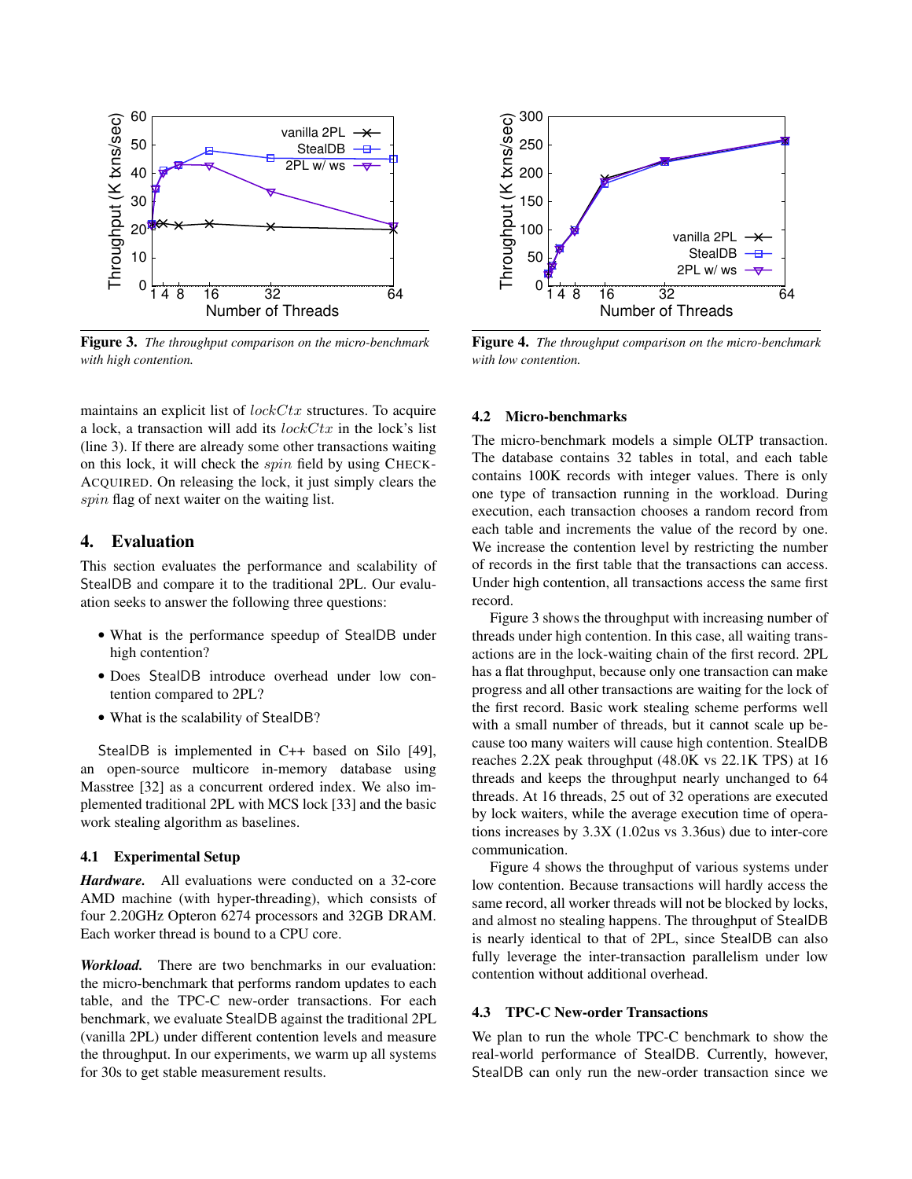Figure 3. *The throughput comparison on the micro-benchmark with high contention.*

Figure 4. *The throughput comparison on the micro-benchmark with low contention.*

maintains an explicit list of $lockCtx$ structures. To acquire a lock, a transaction will add its $lockCtx$ in the lock's list (line 3). If there are already some other transactions waiting on this lock, it will check the $spin$ field by using CHECK-ACQUIRED. On releasing the lock, it just simply clears the $spin$ flag of next waiter on the waiting list.

## 4. Evaluation

This section evaluates the performance and scalability of StealDB and compare it to the traditional 2PL. Our evaluation seeks to answer the following three questions:

- What is the performance speedup of StealDB under high contention?
- Does StealDB introduce overhead under low contention compared to 2PL?
- What is the scalability of StealDB?

StealDB is implemented in C++ based on Silo [49], an open-source multicore in-memory database using Masstree [32] as a concurrent ordered index. We also implemented traditional 2PL with MCS lock [33] and the basic work stealing algorithm as baselines.

### 4.1 Experimental Setup

***Hardware.*** All evaluations were conducted on a 32-core AMD machine (with hyper-threading), which consists of four 2.20GHz Opteron 6274 processors and 32GB DRAM. Each worker thread is bound to a CPU core.

***Workload.*** There are two benchmarks in our evaluation: the micro-benchmark that performs random updates to each table, and the TPC-C new-order transactions. For each benchmark, we evaluate StealDB against the traditional 2PL (vanilla 2PL) under different contention levels and measure the throughput. In our experiments, we warm up all systems for 30s to get stable measurement results.

### 4.2 Micro-benchmarks

The micro-benchmark models a simple OLTP transaction. The database contains 32 tables in total, and each table contains 100K records with integer values. There is only one type of transaction running in the workload. During execution, each transaction chooses a random record from each table and increments the value of the record by one. We increase the contention level by restricting the number of records in the first table that the transactions can access. Under high contention, all transactions access the same first record.

Figure 3 shows the throughput with increasing number of threads under high contention. In this case, all waiting transactions are in the lock-waiting chain of the first record. 2PL has a flat throughput, because only one transaction can make progress and all other transactions are waiting for the lock of the first record. Basic work stealing scheme performs well with a small number of threads, but it cannot scale up because too many waiters will cause high contention. StealDB reaches 2.2X peak throughput (48.0K vs 22.1K TPS) at 16 threads and keeps the throughput nearly unchanged to 64 threads. At 16 threads, 25 out of 32 operations are executed by lock waiters, while the average execution time of operations increases by 3.3X (1.02us vs 3.36us) due to inter-core communication.

Figure 4 shows the throughput of various systems under low contention. Because transactions will hardly access the same record, all worker threads will not be blocked by locks, and almost no stealing happens. The throughput of StealDB is nearly identical to that of 2PL, since StealDB can also fully leverage the inter-transaction parallelism under low contention without additional overhead.

### 4.3 TPC-C New-order Transactions

We plan to run the whole TPC-C benchmark to show the real-world performance of StealDB. Currently, however, StealDB can only run the new-order transaction since we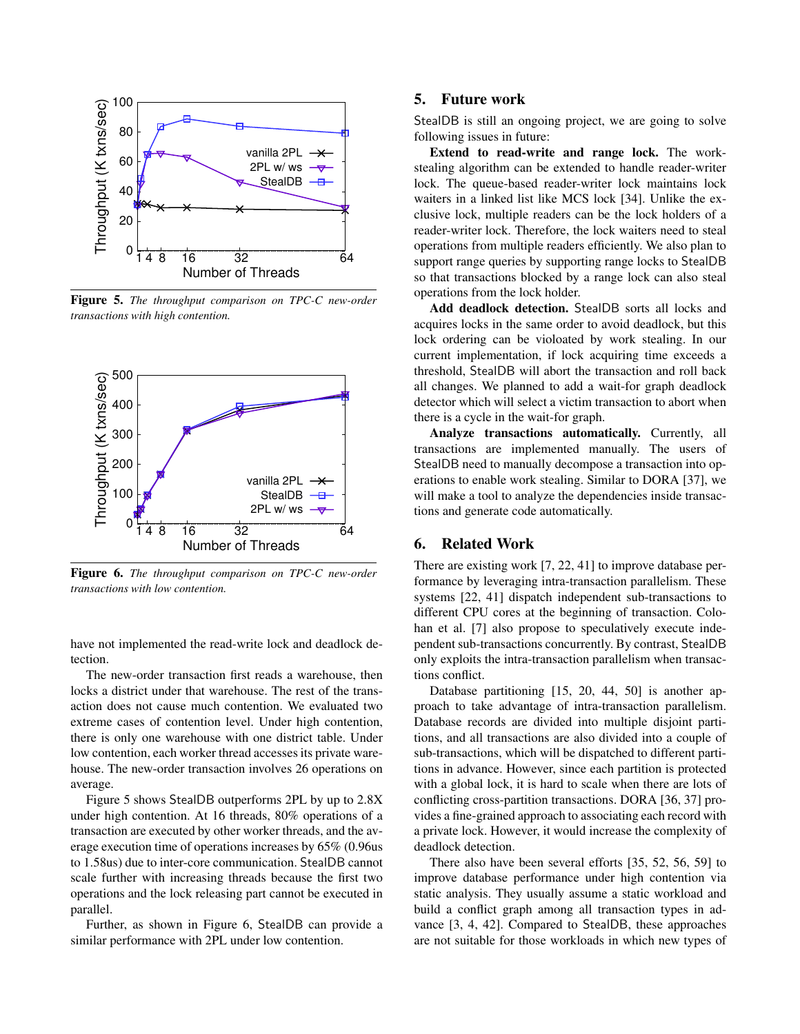Figure 5. *The throughput comparison on TPC-C new-order transactions with high contention.*

Figure 6. *The throughput comparison on TPC-C new-order transactions with low contention.*

have not implemented the read-write lock and deadlock detection.

The new-order transaction first reads a warehouse, then locks a district under that warehouse. The rest of the transaction does not cause much contention. We evaluated two extreme cases of contention level. Under high contention, there is only one warehouse with one district table. Under low contention, each worker thread accesses its private warehouse. The new-order transaction involves 26 operations on average.

Figure 5 shows StealDB outperforms 2PL by up to 2.8X under high contention. At 16 threads, 80% operations of a transaction are executed by other worker threads, and the average execution time of operations increases by 65% (0.96us to 1.58us) due to inter-core communication. StealDB cannot scale further with increasing threads because the first two operations and the lock releasing part cannot be executed in parallel.

Further, as shown in Figure 6, StealDB can provide a similar performance with 2PL under low contention.

## 5. Future work

StealDB is still an ongoing project, we are going to solve following issues in future:

**Extend to read-write and range lock.** The work-stealing algorithm can be extended to handle reader-writer lock. The queue-based reader-writer lock maintains lock waiters in a linked list like MCS lock [34]. Unlike the exclusive lock, multiple readers can be the lock holders of a reader-writer lock. Therefore, the lock waiters need to steal operations from multiple readers efficiently. We also plan to support range queries by supporting range locks to StealDB so that transactions blocked by a range lock can also steal operations from the lock holder.

**Add deadlock detection.** StealDB sorts all locks and acquires locks in the same order to avoid deadlock, but this lock ordering can be violated by work stealing. In our current implementation, if lock acquiring time exceeds a threshold, StealDB will abort the transaction and roll back all changes. We planned to add a wait-for graph deadlock detector which will select a victim transaction to abort when there is a cycle in the wait-for graph.

**Analyze transactions automatically.** Currently, all transactions are implemented manually. The users of StealDB need to manually decompose a transaction into operations to enable work stealing. Similar to DORA [37], we will make a tool to analyze the dependencies inside transactions and generate code automatically.

## 6. Related Work

There are existing work [7, 22, 41] to improve database performance by leveraging intra-transaction parallelism. These systems [22, 41] dispatch independent sub-transactions to different CPU cores at the beginning of transaction. Colohan et al. [7] also propose to speculatively execute independent sub-transactions concurrently. By contrast, StealDB only exploits the intra-transaction parallelism when transactions conflict.

Database partitioning [15, 20, 44, 50] is another approach to take advantage of intra-transaction parallelism. Database records are divided into multiple disjoint partitions, and all transactions are also divided into a couple of sub-transactions, which will be dispatched to different partitions in advance. However, since each partition is protected with a global lock, it is hard to scale when there are lots of conflicting cross-partition transactions. DORA [36, 37] provides a fine-grained approach to associating each record with a private lock. However, it would increase the complexity of deadlock detection.

There also have been several efforts [35, 52, 56, 59] to improve database performance under high contention via static analysis. They usually assume a static workload and build a conflict graph among all transaction types in advance [3, 4, 42]. Compared to StealDB, these approaches are not suitable for those workloads in which new types of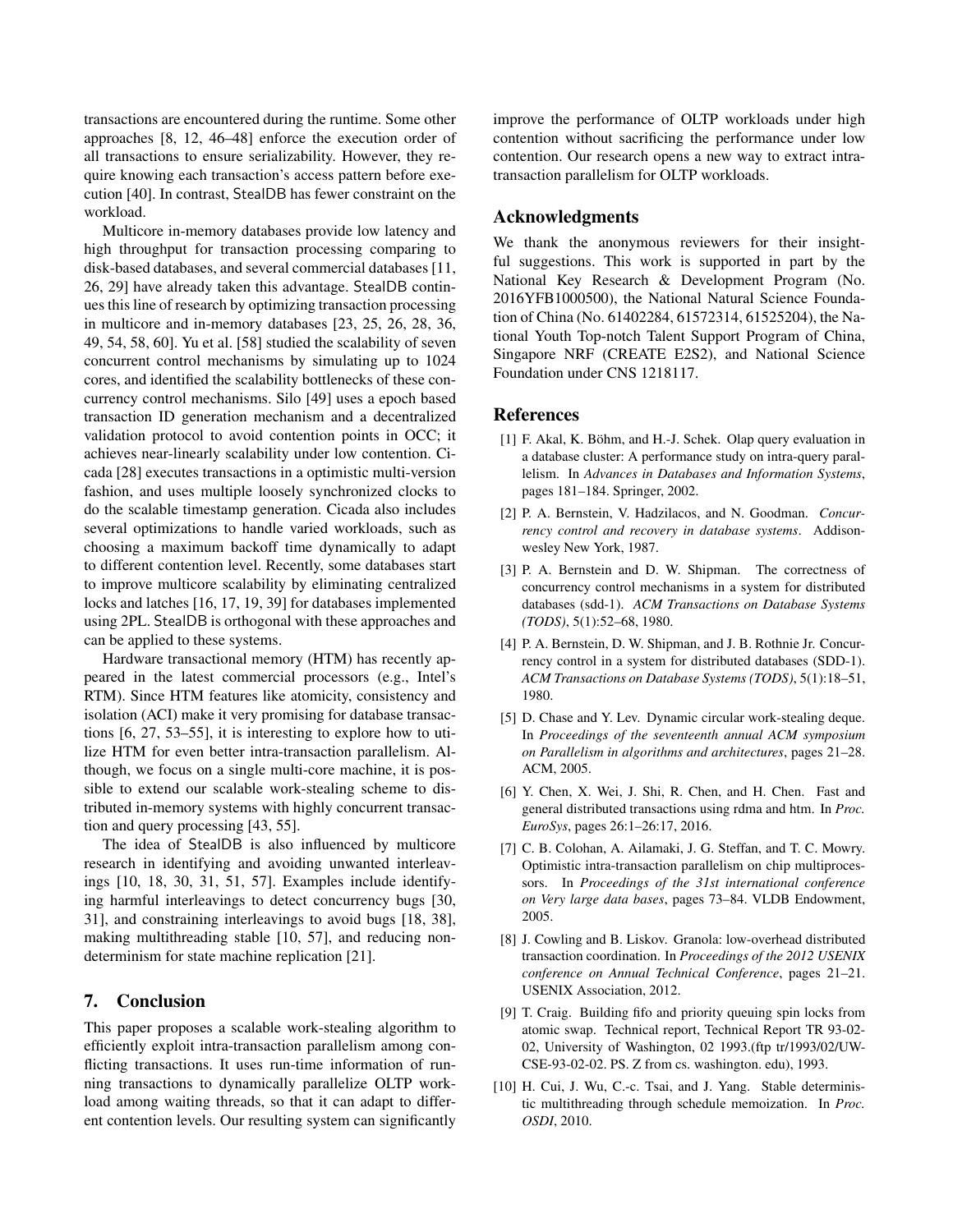transactions are encountered during the runtime. Some other approaches [8, 12, 46–48] enforce the execution order of all transactions to ensure serializability. However, they require knowing each transaction's access pattern before execution [40]. In contrast, StealDB has fewer constraint on the workload.

Multicore in-memory databases provide low latency and high throughput for transaction processing comparing to disk-based databases, and several commercial databases [11, 26, 29] have already taken this advantage. StealDB continues this line of research by optimizing transaction processing in multicore and in-memory databases [23, 25, 26, 28, 36, 49, 54, 58, 60]. Yu et al. [58] studied the scalability of seven concurrent control mechanisms by simulating up to 1024 cores, and identified the scalability bottlenecks of these concurrency control mechanisms. Silo [49] uses a epoch based transaction ID generation mechanism and a decentralized validation protocol to avoid contention points in OCC; it achieves near-linearly scalability under low contention. Cicada [28] executes transactions in a optimistic multi-version fashion, and uses multiple loosely synchronized clocks to do the scalable timestamp generation. Cicada also includes several optimizations to handle varied workloads, such as choosing a maximum backoff time dynamically to adapt to different contention level. Recently, some databases start to improve multicore scalability by eliminating centralized locks and latches [16, 17, 19, 39] for databases implemented using 2PL. StealDB is orthogonal with these approaches and can be applied to these systems.

Hardware transactional memory (HTM) has recently appeared in the latest commercial processors (e.g., Intel's RTM). Since HTM features like atomicity, consistency and isolation (ACI) make it very promising for database transactions [6, 27, 53–55], it is interesting to explore how to utilize HTM for even better intra-transaction parallelism. Although, we focus on a single multi-core machine, it is possible to extend our scalable work-stealing scheme to distributed in-memory systems with highly concurrent transaction and query processing [43, 55].

The idea of StealDB is also influenced by multicore research in identifying and avoiding unwanted interleavings [10, 18, 30, 31, 51, 57]. Examples include identifying harmful interleavings to detect concurrency bugs [30, 31], and constraining interleavings to avoid bugs [18, 38], making multithreading stable [10, 57], and reducing nondeterminism for state machine replication [21].

## 7. Conclusion

This paper proposes a scalable work-stealing algorithm to efficiently exploit intra-transaction parallelism among conflicting transactions. It uses run-time information of running transactions to dynamically parallelize OLTP workload among waiting threads, so that it can adapt to different contention levels. Our resulting system can significantly improve the performance of OLTP workloads under high contention without sacrificing the performance under low contention. Our research opens a new way to extract intra-transaction parallelism for OLTP workloads.

## Acknowledgments

We thank the anonymous reviewers for their insightful suggestions. This work is supported in part by the National Key Research & Development Program (No. 2016YFB1000500), the National Natural Science Foundation of China (No. 61402284, 61572314, 61525204), the National Youth Top-notch Talent Support Program of China, Singapore NRF (CREATE E2S2), and National Science Foundation under CNS 1218117.

## References

[1] F. Akal, K. Böhm, and H.-J. Schek. Olap query evaluation in a database cluster: A performance study on intra-query parallelism. In *Advances in Databases and Information Systems*, pages 181–184. Springer, 2002.

[2] P. A. Bernstein, V. Hadzilacos, and N. Goodman. *Concurrency control and recovery in database systems*. Addison-wesley New York, 1987.

[3] P. A. Bernstein and D. W. Shipman. The correctness of concurrency control mechanisms in a system for distributed databases (sdd-1). *ACM Transactions on Database Systems (TODS)*, 5(1):52–68, 1980.

[4] P. A. Bernstein, D. W. Shipman, and J. B. Rothnie Jr. Concurrency control in a system for distributed databases (SDD-1). *ACM Transactions on Database Systems (TODS)*, 5(1):18–51, 1980.

[5] D. Chase and Y. Lev. Dynamic circular work-stealing deque. In *Proceedings of the seventeenth annual ACM symposium on Parallelism in algorithms and architectures*, pages 21–28. ACM, 2005.

[6] Y. Chen, X. Wei, J. Shi, R. Chen, and H. Chen. Fast and general distributed transactions using rdma and htm. In *Proc. EuroSys*, pages 26:1–26:17, 2016.

[7] C. B. Colohan, A. Ailamaki, J. G. Steffan, and T. C. Mowry. Optimistic intra-transaction parallelism on chip multiprocessors. In *Proceedings of the 31st international conference on Very large data bases*, pages 73–84. VLDB Endowment, 2005.

[8] J. Cowling and B. Liskov. Granola: low-overhead distributed transaction coordination. In *Proceedings of the 2012 USENIX conference on Annual Technical Conference*, pages 21–21. USENIX Association, 2012.

[9] T. Craig. Building fifo and priority queuing spin locks from atomic swap. Technical report, Technical Report TR 93-02-02, University of Washington, 02 1993.(ftp tr/1993/02/UW-CSE-93-02-02. PS. Z from cs. washington. edu), 1993.

[10] H. Cui, J. Wu, C.-c. Tsai, and J. Yang. Stable deterministic multithreading through schedule memoization. In *Proc. OSDI*, 2010.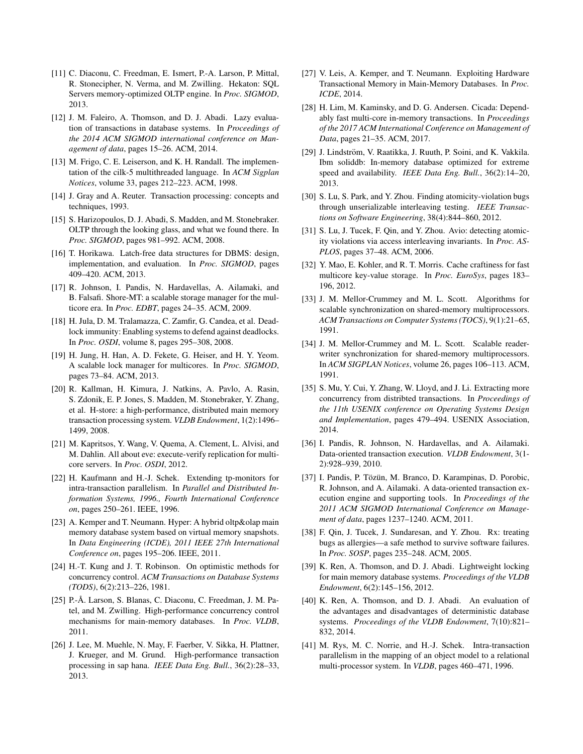[11] C. Diaconu, C. Freedman, E. Ismert, P.-A. Larson, P. Mittal, R. Stonecipher, N. Verma, and M. Zwilling. Hekaton: SQL Servers memory-optimized OLTP engine. In *Proc. SIGMOD*, 2013.

[12] J. M. Faleiro, A. Thomson, and D. J. Abadi. Lazy evaluation of transactions in database systems. In *Proceedings of the 2014 ACM SIGMOD international conference on Management of data*, pages 15–26. ACM, 2014.

[13] M. Frigo, C. E. Leiserson, and K. H. Randall. The implementation of the cilk-5 multithreaded language. In *ACM Sigplan Notices*, volume 33, pages 212–223. ACM, 1998.

[14] J. Gray and A. Reuter. Transaction processing: concepts and techniques, 1993.

[15] S. Harizopoulos, D. J. Abadi, S. Madden, and M. Stonebraker. OLTP through the looking glass, and what we found there. In *Proc. SIGMOD*, pages 981–992. ACM, 2008.

[16] T. Horikawa. Latch-free data structures for DBMS: design, implementation, and evaluation. In *Proc. SIGMOD*, pages 409–420. ACM, 2013.

[17] R. Johnson, I. Pandis, N. Hardavellas, A. Ailamaki, and B. Falsafi. Shore-MT: a scalable storage manager for the multicore era. In *Proc. EDBT*, pages 24–35. ACM, 2009.

[18] H. Jula, D. M. Tralamazza, C. Zamfir, G. Candea, et al. Deadlock immunity: Enabling systems to defend against deadlocks. In *Proc. OSDI*, volume 8, pages 295–308, 2008.

[19] H. Jung, H. Han, A. D. Fekete, G. Heiser, and H. Y. Yeom. A scalable lock manager for multicores. In *Proc. SIGMOD*, pages 73–84. ACM, 2013.

[20] R. Kallman, H. Kimura, J. Natkins, A. Pavlo, A. Rasin, S. Zdonik, E. P. Jones, S. Madden, M. Stonebraker, Y. Zhang, et al. H-store: a high-performance, distributed main memory transaction processing system. *VLDB Endowment*, 1(2):1496–1499, 2008.

[21] M. Kapritsos, Y. Wang, V. Quema, A. Clement, L. Alvisi, and M. Dahlin. All about eve: execute-verify replication for multicore servers. In *Proc. OSDI*, 2012.

[22] H. Kaufmann and H.-J. Schek. Extending tp-monitors for intra-transaction parallelism. In *Parallel and Distributed Information Systems, 1996., Fourth International Conference on*, pages 250–261. IEEE, 1996.

[23] A. Kemper and T. Neumann. Hyper: A hybrid oltp&olap main memory database system based on virtual memory snapshots. In *Data Engineering (ICDE), 2011 IEEE 27th International Conference on*, pages 195–206. IEEE, 2011.

[24] H.-T. Kung and J. T. Robinson. On optimistic methods for concurrency control. *ACM Transactions on Database Systems (TODS)*, 6(2):213–226, 1981.

[25] P.-Å. Larson, S. Blanas, C. Diaconu, C. Freedman, J. M. Patel, and M. Zwilling. High-performance concurrency control mechanisms for main-memory databases. In *Proc. VLDB*, 2011.

[26] J. Lee, M. Muehle, N. May, F. Faerber, V. Sikka, H. Plattner, J. Krueger, and M. Grund. High-performance transaction processing in sap hana. *IEEE Data Eng. Bull.*, 36(2):28–33, 2013.

[27] V. Leis, A. Kemper, and T. Neumann. Exploiting Hardware Transactional Memory in Main-Memory Databases. In *Proc. ICDE*, 2014.

[28] H. Lim, M. Kaminsky, and D. G. Andersen. Cicada: Dependably fast multi-core in-memory transactions. In *Proceedings of the 2017 ACM International Conference on Management of Data*, pages 21–35. ACM, 2017.

[29] J. Lindström, V. Raatikka, J. Ruuth, P. Soini, and K. Vakkila. Ibm soliddb: In-memory database optimized for extreme speed and availability. *IEEE Data Eng. Bull.*, 36(2):14–20, 2013.

[30] S. Lu, S. Park, and Y. Zhou. Finding atomicity-violation bugs through unserializable interleaving testing. *IEEE Transactions on Software Engineering*, 38(4):844–860, 2012.

[31] S. Lu, J. Tucek, F. Qin, and Y. Zhou. Avio: detecting atomicity violations via access interleaving invariants. In *Proc. ASPLOS*, pages 37–48. ACM, 2006.

[32] Y. Mao, E. Kohler, and R. T. Morris. Cache craftiness for fast multicore key-value storage. In *Proc. EuroSys*, pages 183–196, 2012.

[33] J. M. Mellor-Crummey and M. L. Scott. Algorithms for scalable synchronization on shared-memory multiprocessors. *ACM Transactions on Computer Systems (TOCS)*, 9(1):21–65, 1991.

[34] J. M. Mellor-Crummey and M. L. Scott. Scalable reader-writer synchronization for shared-memory multiprocessors. In *ACM SIGPLAN Notices*, volume 26, pages 106–113. ACM, 1991.

[35] S. Mu, Y. Cui, Y. Zhang, W. Lloyd, and J. Li. Extracting more concurrency from distribted transactions. In *Proceedings of the 11th USENIX conference on Operating Systems Design and Implementation*, pages 479–494. USENIX Association, 2014.

[36] I. Pandis, R. Johnson, N. Hardavellas, and A. Ailamaki. Data-oriented transaction execution. *VLDB Endowment*, 3(1-2):928–939, 2010.

[37] I. Pandis, P. Tözün, M. Branco, D. Karampinas, D. Porobic, R. Johnson, and A. Ailamaki. A data-oriented transaction execution engine and supporting tools. In *Proceedings of the 2011 ACM SIGMOD International Conference on Management of data*, pages 1237–1240. ACM, 2011.

[38] F. Qin, J. Tucek, J. Sundaresan, and Y. Zhou. Rx: treating bugs as allergies—a safe method to survive software failures. In *Proc. SOSP*, pages 235–248. ACM, 2005.

[39] K. Ren, A. Thomson, and D. J. Abadi. Lightweight locking for main memory database systems. *Proceedings of the VLDB Endowment*, 6(2):145–156, 2012.

[40] K. Ren, A. Thomson, and D. J. Abadi. An evaluation of the advantages and disadvantages of deterministic database systems. *Proceedings of the VLDB Endowment*, 7(10):821–832, 2014.

[41] M. Rys, M. C. Norrie, and H.-J. Schek. Intra-transaction parallelism in the mapping of an object model to a relational multi-processor system. In *VLDB*, pages 460–471, 1996.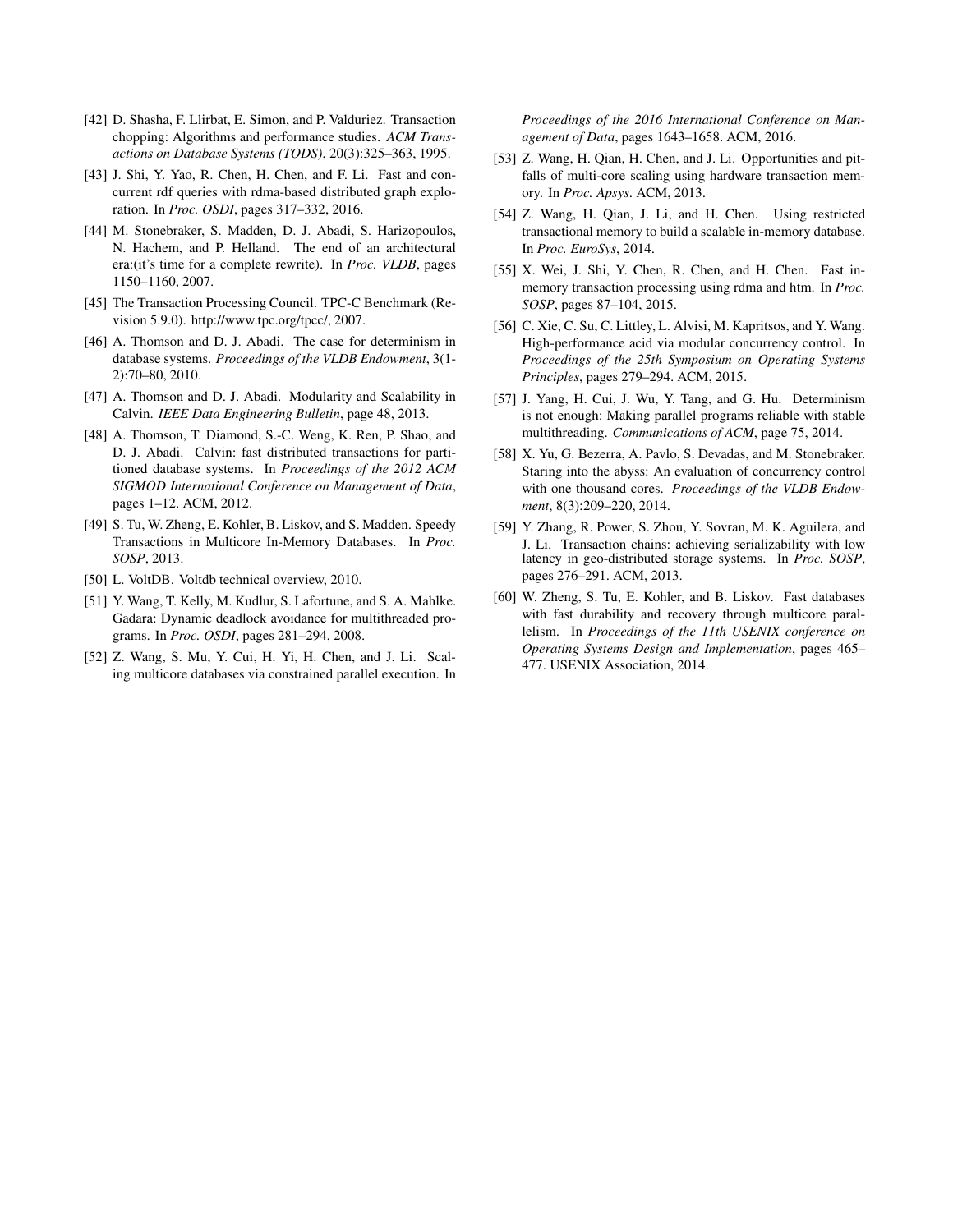[42] D. Shasha, F. Llirbat, E. Simon, and P. Valduriez. Transaction chopping: Algorithms and performance studies. *ACM Transactions on Database Systems (TODS)*, 20(3):325–363, 1995.

[43] J. Shi, Y. Yao, R. Chen, H. Chen, and F. Li. Fast and concurrent rdf queries with rdma-based distributed graph exploration. In *Proc. OSDI*, pages 317–332, 2016.

[44] M. Stonebraker, S. Madden, D. J. Abadi, S. Harizopoulos, N. Hachem, and P. Helland. The end of an architectural era:(it's time for a complete rewrite). In *Proc. VLDB*, pages 1150–1160, 2007.

[45] The Transaction Processing Council. TPC-C Benchmark (Revision 5.9.0). http://www.tpc.org/tpcc/, 2007.

[46] A. Thomson and D. J. Abadi. The case for determinism in database systems. *Proceedings of the VLDB Endowment*, 3(1-2):70–80, 2010.

[47] A. Thomson and D. J. Abadi. Modularity and Scalability in Calvin. *IEEE Data Engineering Bulletin*, page 48, 2013.

[48] A. Thomson, T. Diamond, S.-C. Weng, K. Ren, P. Shao, and D. J. Abadi. Calvin: fast distributed transactions for partitioned database systems. In *Proceedings of the 2012 ACM SIGMOD International Conference on Management of Data*, pages 1–12. ACM, 2012.

[49] S. Tu, W. Zheng, E. Kohler, B. Liskov, and S. Madden. Speedy Transactions in Multicore In-Memory Databases. In *Proc. SOSP*, 2013.

[50] L. VoltDB. Voltdb technical overview, 2010.

[51] Y. Wang, T. Kelly, M. Kudlur, S. Lafortune, and S. A. Mahlke. Gadara: Dynamic deadlock avoidance for multithreaded programs. In *Proc. OSDI*, pages 281–294, 2008.

[52] Z. Wang, S. Mu, Y. Cui, H. Yi, H. Chen, and J. Li. Scaling multicore databases via constrained parallel execution. In *Proceedings of the 2016 International Conference on Management of Data*, pages 1643–1658. ACM, 2016.

[53] Z. Wang, H. Qian, H. Chen, and J. Li. Opportunities and pitfalls of multi-core scaling using hardware transaction memory. In *Proc. Apsys*. ACM, 2013.

[54] Z. Wang, H. Qian, J. Li, and H. Chen. Using restricted transactional memory to build a scalable in-memory database. In *Proc. EuroSys*, 2014.

[55] X. Wei, J. Shi, Y. Chen, R. Chen, and H. Chen. Fast in-memory transaction processing using rdma and htm. In *Proc. SOSP*, pages 87–104, 2015.

[56] C. Xie, C. Su, C. Littley, L. Alvisi, M. Kapritsos, and Y. Wang. High-performance acid via modular concurrency control. In *Proceedings of the 25th Symposium on Operating Systems Principles*, pages 279–294. ACM, 2015.

[57] J. Yang, H. Cui, J. Wu, Y. Tang, and G. Hu. Determinism is not enough: Making parallel programs reliable with stable multithreading. *Communications of ACM*, page 75, 2014.

[58] X. Yu, G. Bezerra, A. Pavlo, S. Devadas, and M. Stonebraker. Staring into the abyss: An evaluation of concurrency control with one thousand cores. *Proceedings of the VLDB Endowment*, 8(3):209–220, 2014.

[59] Y. Zhang, R. Power, S. Zhou, Y. Sovran, M. K. Aguilera, and J. Li. Transaction chains: achieving serializability with low latency in geo-distributed storage systems. In *Proc. SOSP*, pages 276–291. ACM, 2013.

[60] W. Zheng, S. Tu, E. Kohler, and B. Liskov. Fast databases with fast durability and recovery through multicore parallelism. In *Proceedings of the 11th USENIX conference on Operating Systems Design and Implementation*, pages 465–477. USENIX Association, 2014.